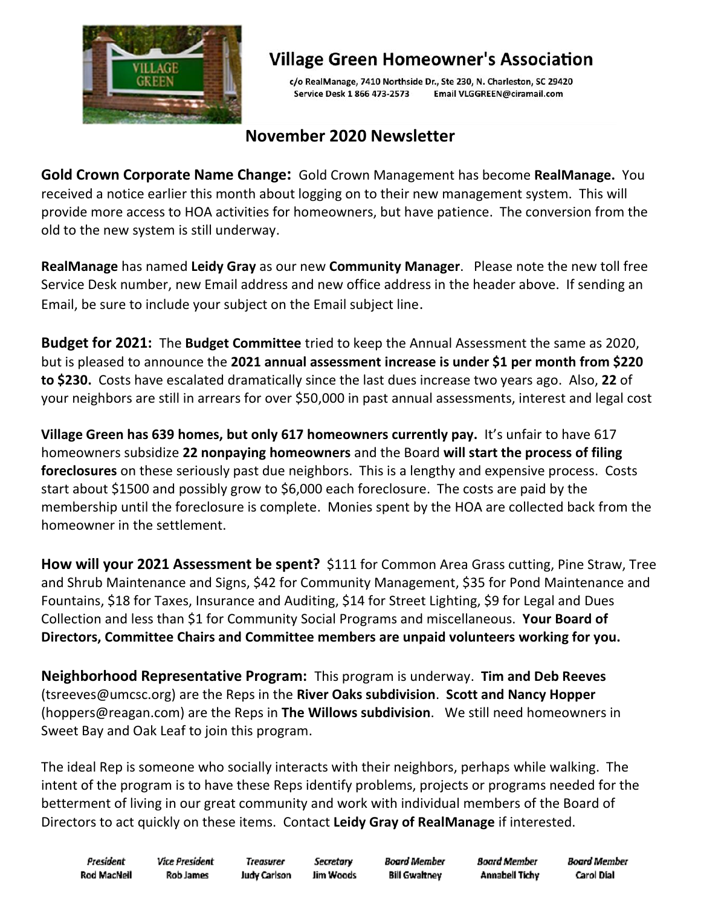# Village Green Homeowner's Association

c/o RealManage, 7410 Northside Dr., Ste 230, N. Charleston, SC 29420
Service Desk 1 866 473-2573 Email VLGGREEN@ciramail.com

## November 2020 Newsletter

**Gold Crown Corporate Name Change:** Gold Crown Management has become **RealManage.** You received a notice earlier this month about logging on to their new management system. This will provide more access to HOA activities for homeowners, but have patience. The conversion from the old to the new system is still underway.

**RealManage** has named **Leidy Gray** as our new **Community Manager**. Please note the new toll free Service Desk number, new Email address and new office address in the header above. If sending an Email, be sure to include your subject on the Email subject line.

**Budget for 2021:** The **Budget Committee** tried to keep the Annual Assessment the same as 2020, but is pleased to announce the **2021 annual assessment increase is under $1 per month from $220 to $230.** Costs have escalated dramatically since the last dues increase two years ago. Also, **22** of your neighbors are still in arrears for over $50,000 in past annual assessments, interest and legal cost

**Village Green has 639 homes, but only 617 homeowners currently pay.** It's unfair to have 617 homeowners subsidize **22 nonpaying homeowners** and the Board **will start the process of filing foreclosures** on these seriously past due neighbors. This is a lengthy and expensive process. Costs start about $1500 and possibly grow to $6,000 each foreclosure. The costs are paid by the membership until the foreclosure is complete. Monies spent by the HOA are collected back from the homeowner in the settlement.

**How will your 2021 Assessment be spent?** $111 for Common Area Grass cutting, Pine Straw, Tree and Shrub Maintenance and Signs, $42 for Community Management, $35 for Pond Maintenance and Fountains, $18 for Taxes, Insurance and Auditing, $14 for Street Lighting, $9 for Legal and Dues Collection and less than $1 for Community Social Programs and miscellaneous. **Your Board of Directors, Committee Chairs and Committee members are unpaid volunteers working for you.**

**Neighborhood Representative Program:** This program is underway. **Tim and Deb Reeves** (tsreeves@umcsc.org) are the Reps in the **River Oaks subdivision**. **Scott and Nancy Hopper** (hoppers@reagan.com) are the Reps in **The Willows subdivision**. We still need homeowners in Sweet Bay and Oak Leaf to join this program.

The ideal Rep is someone who socially interacts with their neighbors, perhaps while walking. The intent of the program is to have these Reps identify problems, projects or programs needed for the betterment of living in our great community and work with individual members of the Board of Directors to act quickly on these items. Contact **Leidy Gray of RealManage** if interested.

| *President* | *Vice President* | *Treasurer* | *Secretary* | *Board Member* | *Board Member* | *Board Member* |
|---|---|---|---|---|---|---|
| **Rod MacNeil** | **Rob James** | **Judy Carlson** | **Jim Woods** | **Bill Gwaltney** | **Annabell Tichy** | **Carol Dial** |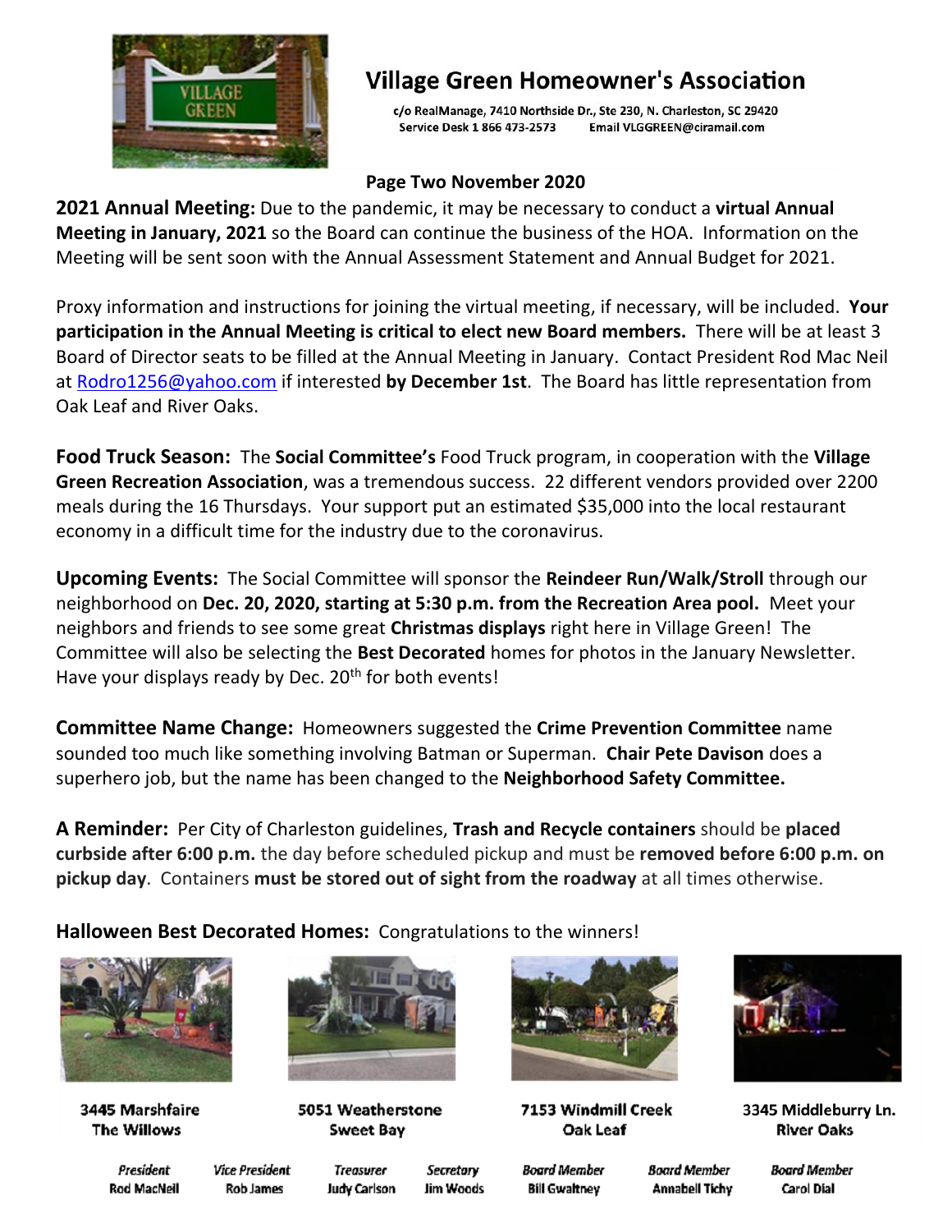# Village Green Homeowner's Association

c/o RealManage, 7410 Northside Dr., Ste 230, N. Charleston, SC 29420
Service Desk 1 866 473-2573    Email VLGGREEN@ciramail.com

**Page Two November 2020**

**2021 Annual Meeting:** Due to the pandemic, it may be necessary to conduct a **virtual Annual Meeting in January, 2021** so the Board can continue the business of the HOA. Information on the Meeting will be sent soon with the Annual Assessment Statement and Annual Budget for 2021.

Proxy information and instructions for joining the virtual meeting, if necessary, will be included. **Your participation in the Annual Meeting is critical to elect new Board members.** There will be at least 3 Board of Director seats to be filled at the Annual Meeting in January. Contact President Rod Mac Neil at Rodro1256@yahoo.com if interested **by December 1st**. The Board has little representation from Oak Leaf and River Oaks.

**Food Truck Season:** The **Social Committee's** Food Truck program, in cooperation with the **Village Green Recreation Association**, was a tremendous success. 22 different vendors provided over 2200 meals during the 16 Thursdays. Your support put an estimated $35,000 into the local restaurant economy in a difficult time for the industry due to the coronavirus.

**Upcoming Events:** The Social Committee will sponsor the **Reindeer Run/Walk/Stroll** through our neighborhood on **Dec. 20, 2020, starting at 5:30 p.m. from the Recreation Area pool.** Meet your neighbors and friends to see some great **Christmas displays** right here in Village Green! The Committee will also be selecting the **Best Decorated** homes for photos in the January Newsletter. Have your displays ready by Dec. 20th for both events!

**Committee Name Change:** Homeowners suggested the **Crime Prevention Committee** name sounded too much like something involving Batman or Superman. **Chair Pete Davison** does a superhero job, but the name has been changed to the **Neighborhood Safety Committee.**

**A Reminder:** Per City of Charleston guidelines, **Trash and Recycle containers** should be **placed curbside after 6:00 p.m.** the day before scheduled pickup and must be **removed before 6:00 p.m. on pickup day**. Containers **must be stored out of sight from the roadway** at all times otherwise.

**Halloween Best Decorated Homes:** Congratulations to the winners!

3445 Marshfaire
The Willows

5051 Weatherstone
Sweet Bay

7153 Windmill Creek
Oak Leaf

3345 Middlebury Ln.
River Oaks

| President | Vice President | Treasurer | Secretary | Board Member | Board Member | Board Member |
|---|---|---|---|---|---|---|
| Rod MacNeil | Rob James | Judy Carlson | Jim Woods | Bill Gwaltney | Annabell Tichy | Carol Dial |